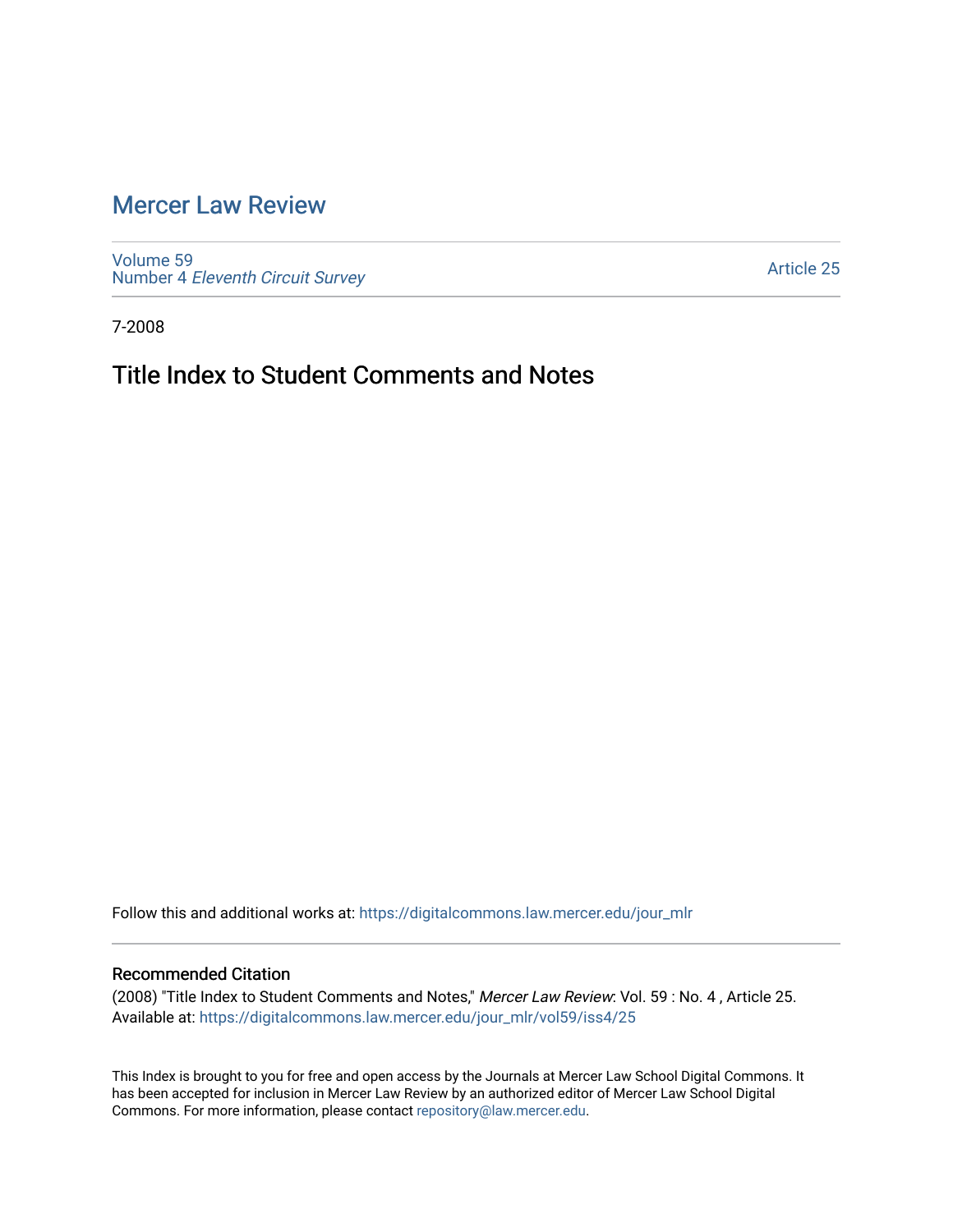# Mercer Law Review

Volume 59
Number 4 *Eleventh Circuit Survey*

Article 25

7-2008

## Title Index to Student Comments and Notes

Follow this and additional works at: https://digitalcommons.law.mercer.edu/jour_mlr

### Recommended Citation

(2008) "Title Index to Student Comments and Notes," *Mercer Law Review*: Vol. 59 : No. 4 , Article 25.
Available at: https://digitalcommons.law.mercer.edu/jour_mlr/vol59/iss4/25

This Index is brought to you for free and open access by the Journals at Mercer Law School Digital Commons. It has been accepted for inclusion in Mercer Law Review by an authorized editor of Mercer Law School Digital Commons. For more information, please contact repository@law.mercer.edu.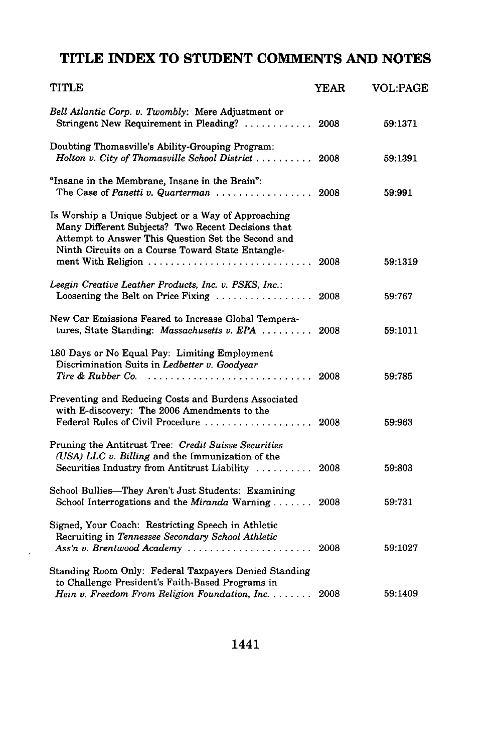## TITLE INDEX TO STUDENT COMMENTS AND NOTES

| TITLE | YEAR | VOL:PAGE |
|---|---|---|
| *Bell Atlantic Corp. v. Twombly*: Mere Adjustment or Stringent New Requirement in Pleading? | 2008 | 59:1371 |
| Doubting Thomasville's Ability-Grouping Program: *Holton v. City of Thomasville School District* | 2008 | 59:1391 |
| "Insane in the Membrane, Insane in the Brain": The Case of *Panetti v. Quarterman* | 2008 | 59:991 |
| Is Worship a Unique Subject or a Way of Approaching Many Different Subjects? Two Recent Decisions that Attempt to Answer This Question Set the Second and Ninth Circuits on a Course Toward State Entanglement With Religion | 2008 | 59:1319 |
| *Leegin Creative Leather Products, Inc. v. PSKS, Inc.*: Loosening the Belt on Price Fixing | 2008 | 59:767 |
| New Car Emissions Feared to Increase Global Temperatures, State Standing: *Massachusetts v. EPA* | 2008 | 59:1011 |
| 180 Days or No Equal Pay: Limiting Employment Discrimination Suits in *Ledbetter v. Goodyear Tire & Rubber Co.* | 2008 | 59:785 |
| Preventing and Reducing Costs and Burdens Associated with E-discovery: The 2006 Amendments to the Federal Rules of Civil Procedure | 2008 | 59:963 |
| Pruning the Antitrust Tree: *Credit Suisse Securities (USA) LLC v. Billing* and the Immunization of the Securities Industry from Antitrust Liability | 2008 | 59:803 |
| School Bullies—They Aren't Just Students: Examining School Interrogations and the *Miranda* Warning | 2008 | 59:731 |
| Signed, Your Coach: Restricting Speech in Athletic Recruiting in *Tennessee Secondary School Athletic Ass'n v. Brentwood Academy* | 2008 | 59:1027 |
| Standing Room Only: Federal Taxpayers Denied Standing to Challenge President's Faith-Based Programs in *Hein v. Freedom From Religion Foundation, Inc.* | 2008 | 59:1409 |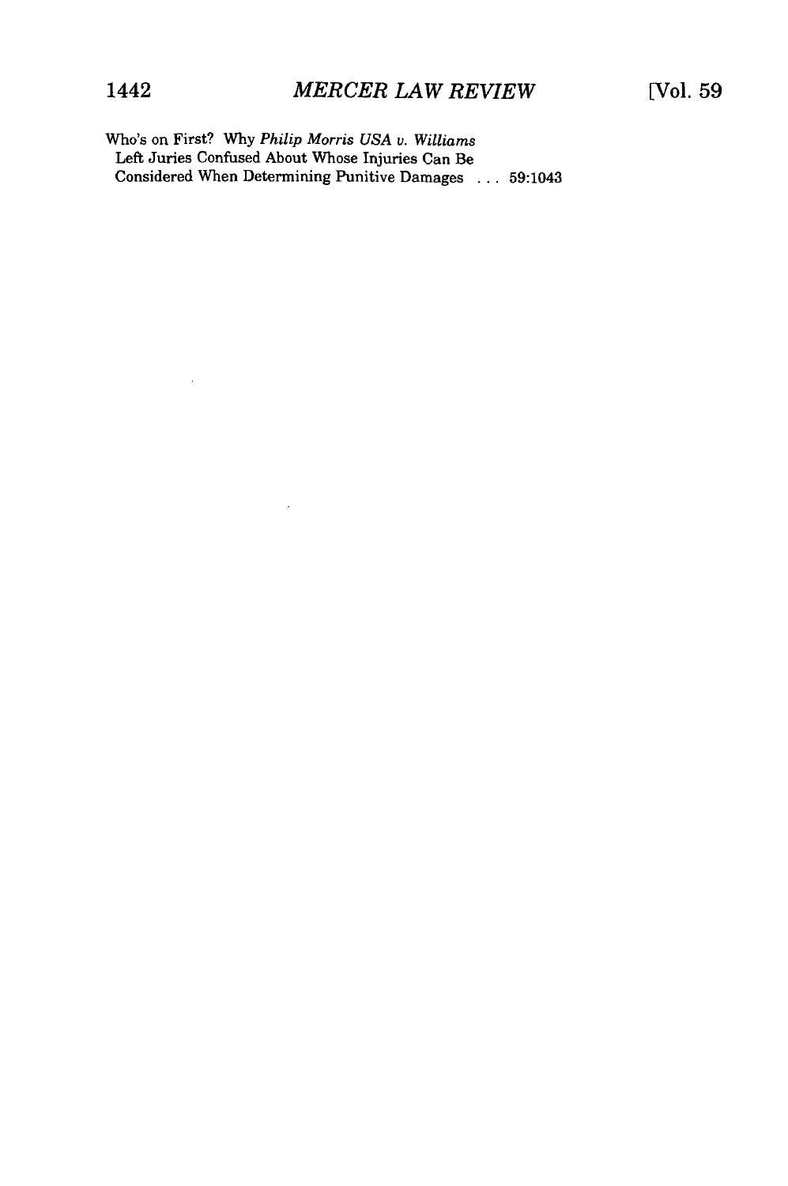Who's on First? Why *Philip Morris USA v. Williams* Left Juries Confused About Whose Injuries Can Be Considered When Determining Punitive Damages . . . 59:1043